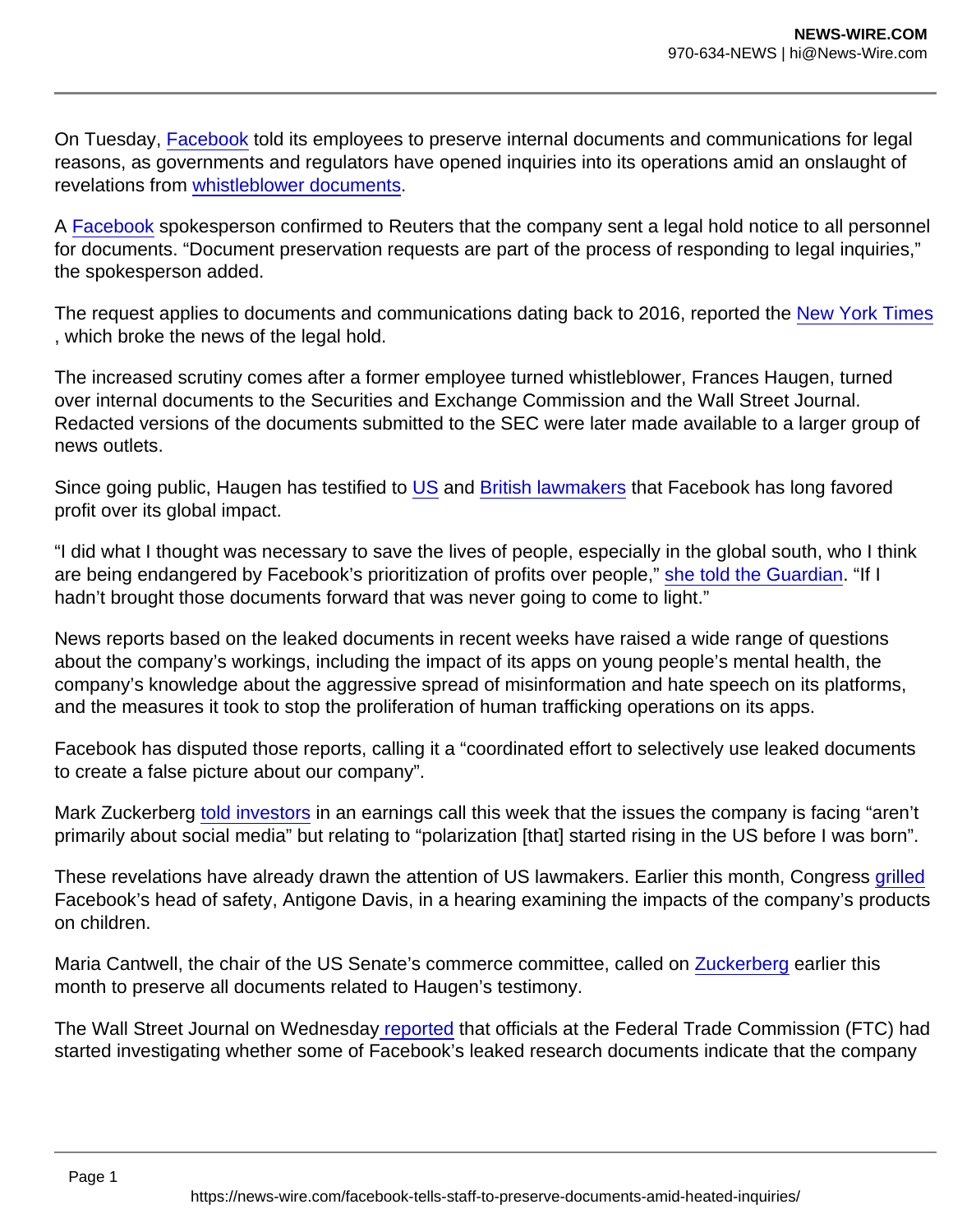On Tuesday, Facebook told its employees to preserve internal documents and communications for legal reasons, as governments and regulators have opened inquiries into its operations amid an onslaught of revelations from whistleblower documents.

A Facebook spokesperson confirmed to Reuters that the company sent a legal hold notice to all personnel for documents. "Document preservation requests are part of the process of responding to legal inquiries," the spokesperson added.

The request applies to documents and communications dating back to 2016, reported the New York Times, which broke the news of the legal hold.

The increased scrutiny comes after a former employee turned whistleblower, Frances Haugen, turned over internal documents to the Securities and Exchange Commission and the Wall Street Journal. Redacted versions of the documents submitted to the SEC were later made available to a larger group of news outlets.

Since going public, Haugen has testified to US and British lawmakers that Facebook has long favored profit over its global impact.

"I did what I thought was necessary to save the lives of people, especially in the global south, who I think are being endangered by Facebook's prioritization of profits over people," she told the Guardian. "If I hadn't brought those documents forward that was never going to come to light."

News reports based on the leaked documents in recent weeks have raised a wide range of questions about the company's workings, including the impact of its apps on young people's mental health, the company's knowledge about the aggressive spread of misinformation and hate speech on its platforms, and the measures it took to stop the proliferation of human trafficking operations on its apps.

Facebook has disputed those reports, calling it a "coordinated effort to selectively use leaked documents to create a false picture about our company".

Mark Zuckerberg told investors in an earnings call this week that the issues the company is facing "aren't primarily about social media" but relating to "polarization [that] started rising in the US before I was born".

These revelations have already drawn the attention of US lawmakers. Earlier this month, Congress grilled Facebook's head of safety, Antigone Davis, in a hearing examining the impacts of the company's products on children.

Maria Cantwell, the chair of the US Senate's commerce committee, called on Zuckerberg earlier this month to preserve all documents related to Haugen's testimony.

The Wall Street Journal on Wednesday reported that officials at the Federal Trade Commission (FTC) had started investigating whether some of Facebook's leaked research documents indicate that the company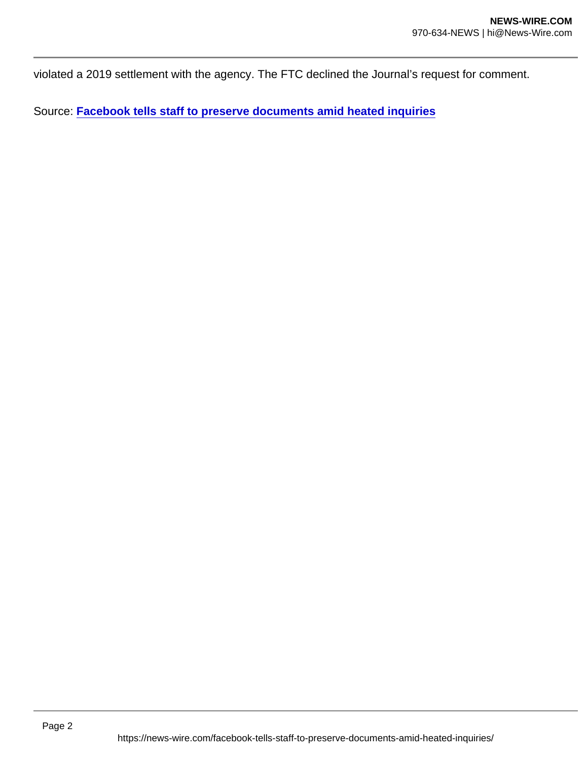violated a 2019 settlement with the agency. The FTC declined the Journal's request for comment.

Source: **Facebook tells staff to preserve documents amid heated inquiries**